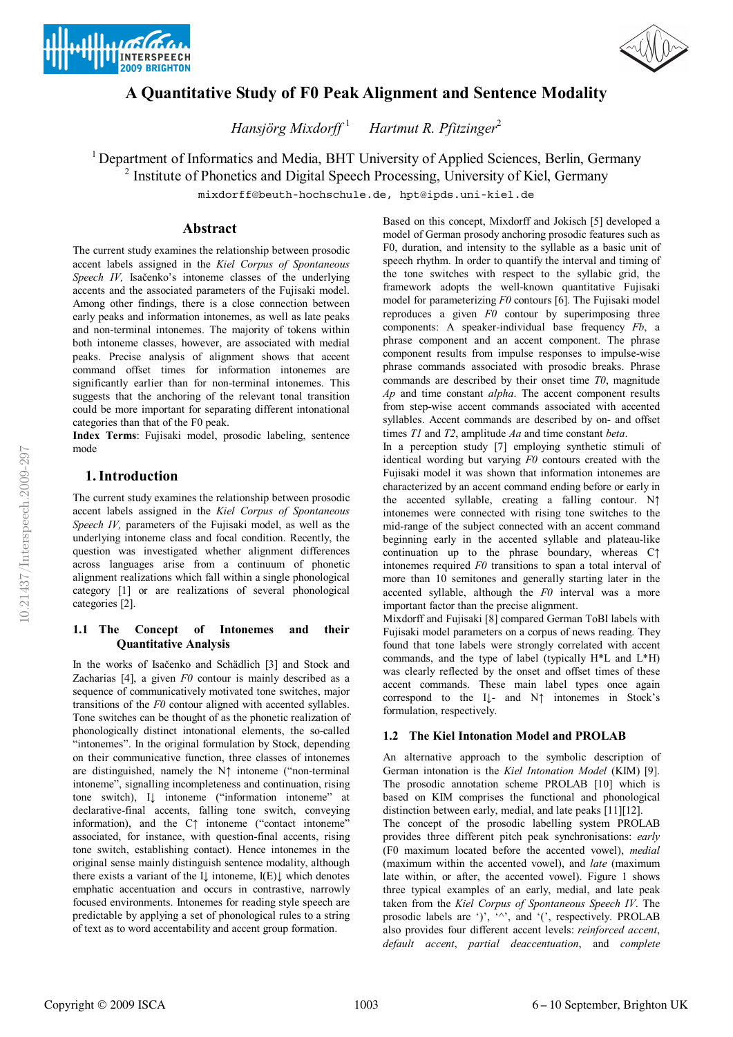# A Quantitative Study of F0 Peak Alignment and Sentence Modality

*Hansjörg Mixdorff* [1] *Hartmut R. Pfitzinger* [2]

[1] Department of Informatics and Media, BHT University of Applied Sciences, Berlin, Germany
[2] Institute of Phonetics and Digital Speech Processing, University of Kiel, Germany

mixdorff@beuth-hochschule.de, hpt@ipds.uni-kiel.de

## Abstract

The current study examines the relationship between prosodic accent labels assigned in the *Kiel Corpus of Spontaneous Speech IV*, Isačenko's intoneme classes of the underlying accents and the associated parameters of the Fujisaki model. Among other findings, there is a close connection between early peaks and information intonemes, as well as late peaks and non-terminal intonemes. The majority of tokens within both intoneme classes, however, are associated with medial peaks. Precise analysis of alignment shows that accent command offset times for information intonemes are significantly earlier than for non-terminal intonemes. This suggests that the anchoring of the relevant tonal transition could be more important for separating different intonational categories than that of the F0 peak.

**Index Terms**: Fujisaki model, prosodic labeling, sentence mode

## 1. Introduction

The current study examines the relationship between prosodic accent labels assigned in the *Kiel Corpus of Spontaneous Speech IV,* parameters of the Fujisaki model, as well as the underlying intoneme class and focal condition. Recently, the question was investigated whether alignment differences across languages arise from a continuum of phonetic alignment realizations which fall within a single phonological category [1] or are realizations of several phonological categories [2].

### 1.1 The Concept of Intonemes and their Quantitative Analysis

In the works of Isačenko and Schädlich [3] and Stock and Zacharias [4], a given *F0* contour is mainly described as a sequence of communicatively motivated tone switches, major transitions of the *F0* contour aligned with accented syllables. Tone switches can be thought of as the phonetic realization of phonologically distinct intonational elements, the so-called "intonemes". In the original formulation by Stock, depending on their communicative function, three classes of intonemes are distinguished, namely the N↑ intoneme ("non-terminal intoneme", signalling incompleteness and continuation, rising tone switch), I↓ intoneme ("information intoneme" at declarative-final accents, falling tone switch, conveying information), and the C↑ intoneme ("contact intoneme" associated, for instance, with question-final accents, rising tone switch, establishing contact). Hence intonemes in the original sense mainly distinguish sentence modality, although there exists a variant of the I↓ intoneme, I(E)↓ which denotes emphatic accentuation and occurs in contrastive, narrowly focused environments. Intonemes for reading style speech are predictable by applying a set of phonological rules to a string of text as to word accentability and accent group formation.

Based on this concept, Mixdorff and Jokisch [5] developed a model of German prosody anchoring prosodic features such as F0, duration, and intensity to the syllable as a basic unit of speech rhythm. In order to quantify the interval and timing of the tone switches with respect to the syllabic grid, the framework adopts the well-known quantitative Fujisaki model for parameterizing *F0* contours [6]. The Fujisaki model reproduces a given *F0* contour by superimposing three components: A speaker-individual base frequency *Fb*, a phrase component and an accent component. The phrase component results from impulse responses to impulse-wise phrase commands associated with prosodic breaks. Phrase commands are described by their onset time *T0*, magnitude *Ap* and time constant *alpha*. The accent component results from step-wise accent commands associated with accented syllables. Accent commands are described by on- and offset times *T1* and *T2*, amplitude *Aa* and time constant *beta*.

In a perception study [7] employing synthetic stimuli of identical wording but varying *F0* contours created with the Fujisaki model it was shown that information intonemes are characterized by an accent command ending before or early in the accented syllable, creating a falling contour. N↑ intonemes were connected with rising tone switches to the mid-range of the subject connected with an accent command beginning early in the accented syllable and plateau-like continuation up to the phrase boundary, whereas C↑ intonemes required *F0* transitions to span a total interval of more than 10 semitones and generally starting later in the accented syllable, although the *F0* interval was a more important factor than the precise alignment.

Mixdorff and Fujisaki [8] compared German ToBI labels with Fujisaki model parameters on a corpus of news reading. They found that tone labels were strongly correlated with accent commands, and the type of label (typically H\*L and L\*H) was clearly reflected by the onset and offset times of these accent commands. These main label types once again correspond to the I↓- and N↑ intonemes in Stock's formulation, respectively.

### 1.2 The Kiel Intonation Model and PROLAB

An alternative approach to the symbolic description of German intonation is the *Kiel Intonation Model* (KIM) [9]. The prosodic annotation scheme PROLAB [10] which is based on KIM comprises the functional and phonological distinction between early, medial, and late peaks [11][12].

The concept of the prosodic labelling system PROLAB provides three different pitch peak synchronisations: *early* (F0 maximum located before the accented vowel), *medial* (maximum within the accented vowel), and *late* (maximum late within, or after, the accented vowel). Figure 1 shows three typical examples of an early, medial, and late peak taken from the *Kiel Corpus of Spontaneous Speech IV*. The prosodic labels are ')', '^', and '(', respectively. PROLAB also provides four different accent levels: *reinforced accent*, *default accent*, *partial deaccentuation*, and *complete*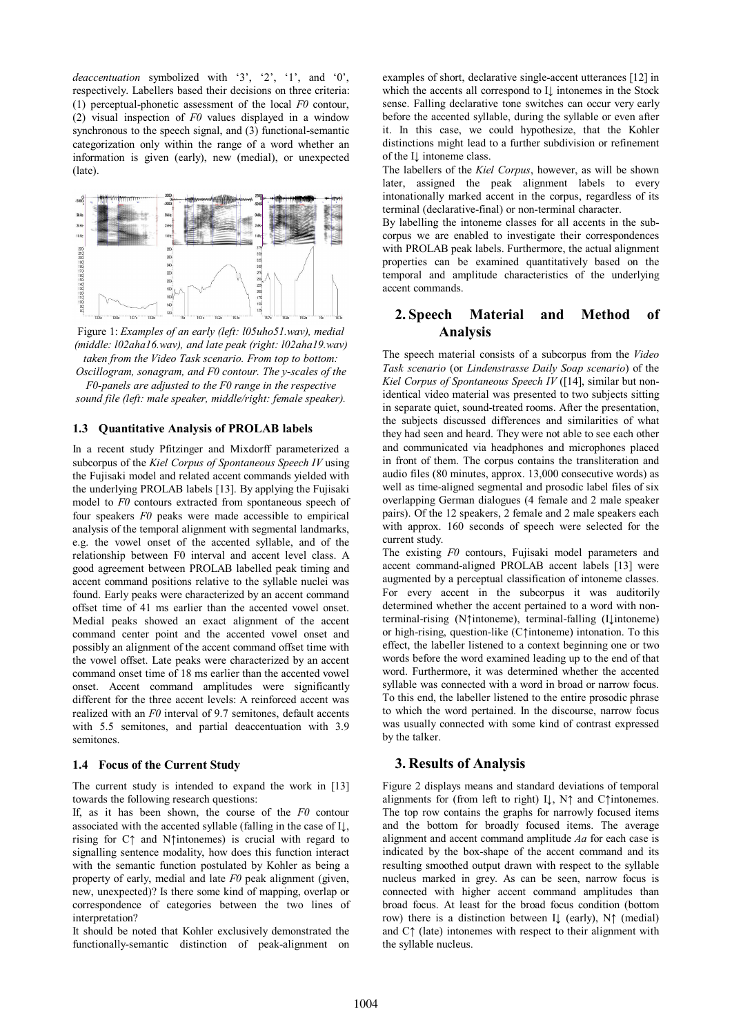*deaccentuation* symbolized with '3', '2', '1', and '0', respectively. Labellers based their decisions on three criteria: (1) perceptual-phonetic assessment of the local *F0* contour, (2) visual inspection of *F0* values displayed in a window synchronous to the speech signal, and (3) functional-semantic categorization only within the range of a word whether an information is given (early), new (medial), or unexpected (late).

Figure 1: *Examples of an early (left: l05uho51.wav), medial (middle: l02aha16.wav), and late peak (right: l02aha19.wav) taken from the Video Task scenario. From top to bottom: Oscillogram, sonagram, and F0 contour. The y-scales of the F0-panels are adjusted to the F0 range in the respective sound file (left: male speaker, middle/right: female speaker).*

### 1.3 Quantitative Analysis of PROLAB labels

In a recent study Pfitzinger and Mixdorff parameterized a subcorpus of the *Kiel Corpus of Spontaneous Speech IV* using the Fujisaki model and related accent commands yielded with the underlying PROLAB labels [13]. By applying the Fujisaki model to *F0* contours extracted from spontaneous speech of four speakers *F0* peaks were made accessible to empirical analysis of the temporal alignment with segmental landmarks, e.g. the vowel onset of the accented syllable, and of the relationship between F0 interval and accent level class. A good agreement between PROLAB labelled peak timing and accent command positions relative to the syllable nuclei was found. Early peaks were characterized by an accent command offset time of 41 ms earlier than the accented vowel onset. Medial peaks showed an exact alignment of the accent command center point and the accented vowel onset and possibly an alignment of the accent command offset time with the vowel offset. Late peaks were characterized by an accent command onset time of 18 ms earlier than the accented vowel onset. Accent command amplitudes were significantly different for the three accent levels: A reinforced accent was realized with an *F0* interval of 9.7 semitones, default accents with 5.5 semitones, and partial deaccentuation with 3.9 semitones.

### 1.4 Focus of the Current Study

The current study is intended to expand the work in [13] towards the following research questions:

If, as it has been shown, the course of the *F0* contour associated with the accented syllable (falling in the case of I↓, rising for C↑ and N↑intonemes) is crucial with regard to signalling sentence modality, how does this function interact with the semantic function postulated by Kohler as being a property of early, medial and late *F0* peak alignment (given, new, unexpected)? Is there some kind of mapping, overlap or correspondence of categories between the two lines of interpretation?

It should be noted that Kohler exclusively demonstrated the functionally-semantic distinction of peak-alignment on examples of short, declarative single-accent utterances [12] in which the accents all correspond to I↓ intonemes in the Stock sense. Falling declarative tone switches can occur very early before the accented syllable, during the syllable or even after it. In this case, we could hypothesize, that the Kohler distinctions might lead to a further subdivision or refinement of the I↓ intoneme class.

The labellers of the *Kiel Corpus*, however, as will be shown later, assigned the peak alignment labels to every intonationally marked accent in the corpus, regardless of its terminal (declarative-final) or non-terminal character.

By labelling the intoneme classes for all accents in the sub-corpus we are enabled to investigate their correspondences with PROLAB peak labels. Furthermore, the actual alignment properties can be examined quantitatively based on the temporal and amplitude characteristics of the underlying accent commands.

## 2. Speech Material and Method of Analysis

The speech material consists of a subcorpus from the *Video Task scenario* (or *Lindenstrasse Daily Soap scenario*) of the *Kiel Corpus of Spontaneous Speech IV* ([14], similar but non-identical video material was presented to two subjects sitting in separate quiet, sound-treated rooms. After the presentation, the subjects discussed differences and similarities of what they had seen and heard. They were not able to see each other and communicated via headphones and microphones placed in front of them. The corpus contains the transliteration and audio files (80 minutes, approx. 13,000 consecutive words) as well as time-aligned segmental and prosodic label files of six overlapping German dialogues (4 female and 2 male speaker pairs). Of the 12 speakers, 2 female and 2 male speakers each with approx. 160 seconds of speech were selected for the current study.

The existing *F0* contours, Fujisaki model parameters and accent command-aligned PROLAB accent labels [13] were augmented by a perceptual classification of intoneme classes. For every accent in the subcorpus it was auditorily determined whether the accent pertained to a word with non-terminal-rising (N↑intoneme), terminal-falling (I↓intoneme) or high-rising, question-like (C↑intoneme) intonation. To this effect, the labeller listened to a context beginning one or two words before the word examined leading up to the end of that word. Furthermore, it was determined whether the accented syllable was connected with a word in broad or narrow focus. To this end, the labeller listened to the entire prosodic phrase to which the word pertained. In the discourse, narrow focus was usually connected with some kind of contrast expressed by the talker.

## 3. Results of Analysis

Figure 2 displays means and standard deviations of temporal alignments for (from left to right) I↓, N↑ and C↑intonemes. The top row contains the graphs for narrowly focused items and the bottom for broadly focused items. The average alignment and accent command amplitude *Aa* for each case is indicated by the box-shape of the accent command and its resulting smoothed output drawn with respect to the syllable nucleus marked in grey. As can be seen, narrow focus is connected with higher accent command amplitudes than broad focus. At least for the broad focus condition (bottom row) there is a distinction between I↓ (early), N↑ (medial) and C↑ (late) intonemes with respect to their alignment with the syllable nucleus.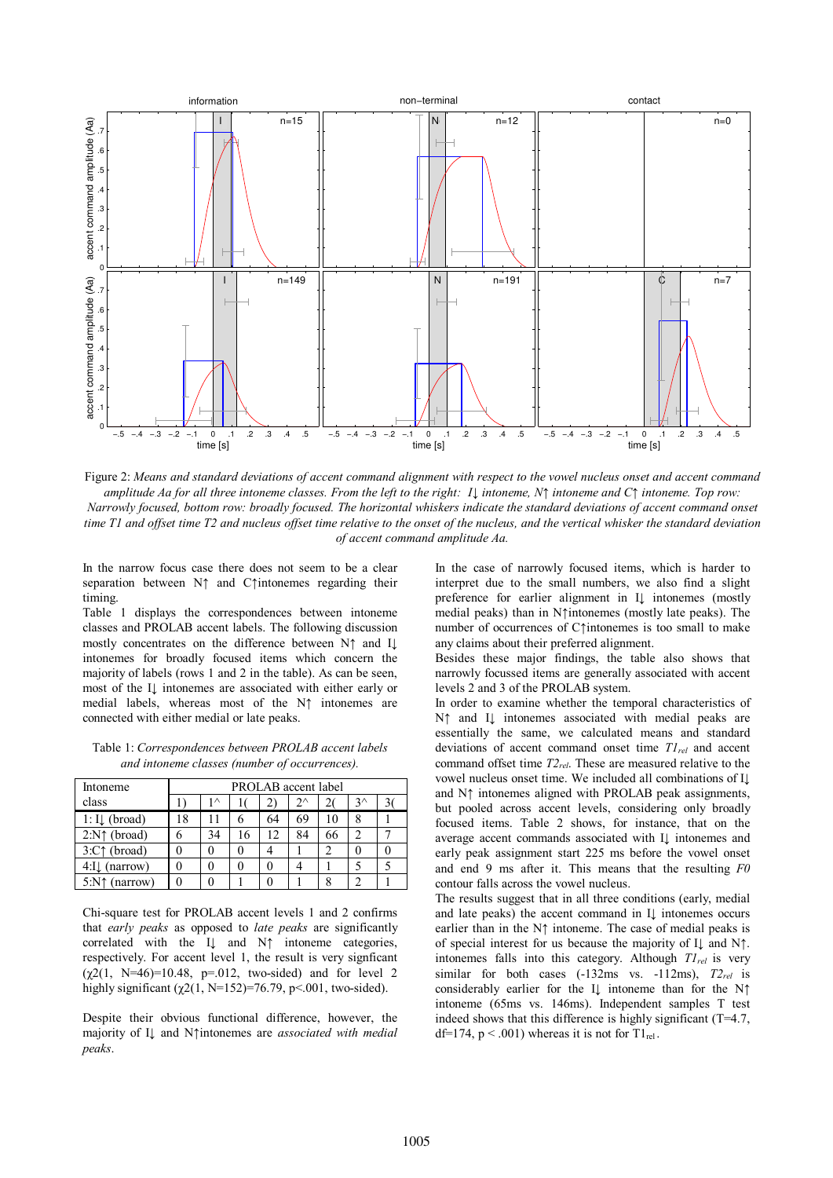information

non−terminal

contact

accent command amplitude (Aa)

I n=15

N n=12

n=0

I n=149

N n=191

C n=7

time [s]

Figure 2: *Means and standard deviations of accent command alignment with respect to the vowel nucleus onset and accent command amplitude Aa for all three intoneme classes. From the left to the right: I↓ intoneme, N↑ intoneme and C↑ intoneme. Top row: Narrowly focused, bottom row: broadly focused. The horizontal whiskers indicate the standard deviations of accent command onset time T1 and offset time T2 and nucleus offset time relative to the onset of the nucleus, and the vertical whisker the standard deviation of accent command amplitude Aa.*

In the narrow focus case there does not seem to be a clear separation between N↑ and C↑intonemes regarding their timing.

Table 1 displays the correspondences between intoneme classes and PROLAB accent labels. The following discussion mostly concentrates on the difference between N↑ and I↓ intonemes for broadly focused items which concern the majority of labels (rows 1 and 2 in the table). As can be seen, most of the I↓ intonemes are associated with either early or medial labels, whereas most of the N↑ intonemes are connected with either medial or late peaks.

Table 1: *Correspondences between PROLAB accent labels and intoneme classes (number of occurrences).*

| Intoneme class | PROLAB accent label | | | | | | | |
|---|---|---|---|---|---|---|---|---|
| | 1) | 1^ | 1( | 2) | 2^ | 2( | 3^ | 3( |
| 1: I↓ (broad) | 18 | 11 | 6 | 64 | 69 | 10 | 8 | 1 |
| 2:N↑ (broad) | 6 | 34 | 16 | 12 | 84 | 66 | 2 | 7 |
| 3:C↑ (broad) | 0 | 0 | 0 | 4 | 1 | 2 | 0 | 0 |
| 4:I↓ (narrow) | 0 | 0 | 0 | 0 | 4 | 1 | 5 | 5 |
| 5:N↑ (narrow) | 0 | 0 | 1 | 0 | 1 | 8 | 2 | 1 |

Chi-square test for PROLAB accent levels 1 and 2 confirms that *early peaks* as opposed to *late peaks* are significantly correlated with the I↓ and N↑ intoneme categories, respectively. For accent level 1, the result is very signficant ($\chi2(1, N=46)=10.48$, $p=.012$, two-sided) and for level 2 highly significant ($\chi2(1, N=152)=76.79$, $p<.001$, two-sided).

Despite their obvious functional difference, however, the majority of I↓ and N↑intonemes are *associated with medial peaks*.

In the case of narrowly focused items, which is harder to interpret due to the small numbers, we also find a slight preference for earlier alignment in I↓ intonemes (mostly medial peaks) than in N↑intonemes (mostly late peaks). The number of occurrences of C↑intonemes is too small to make any claims about their preferred alignment.

Besides these major findings, the table also shows that narrowly focussed items are generally associated with accent levels 2 and 3 of the PROLAB system.

In order to examine whether the temporal characteristics of N↑ and I↓ intonemes associated with medial peaks are essentially the same, we calculated means and standard deviations of accent command onset time $T1_{rel}$ and accent command offset time $T2_{rel}$. These are measured relative to the vowel nucleus onset time. We included all combinations of I↓ and N↑ intonemes aligned with PROLAB peak assignments, but pooled across accent levels, considering only broadly focused items. Table 2 shows, for instance, that on the average accent commands associated with I↓ intonemes and early peak assignment start 225 ms before the vowel onset and end 9 ms after it. This means that the resulting *F0* contour falls across the vowel nucleus.

The results suggest that in all three conditions (early, medial and late peaks) the accent command in I↓ intonemes occurs earlier than in the N↑ intoneme. The case of medial peaks is of special interest for us because the majority of I↓ and N↑. intonemes falls into this category. Although $T1_{rel}$ is very similar for both cases (-132ms vs. -112ms), $T2_{rel}$ is considerably earlier for the I↓ intoneme than for the N↑ intoneme (65ms vs. 146ms). Independent samples T test indeed shows that this difference is highly significant ($T=4.7$, $df=174$, $p < .001$) whereas it is not for $T1_{rel}$.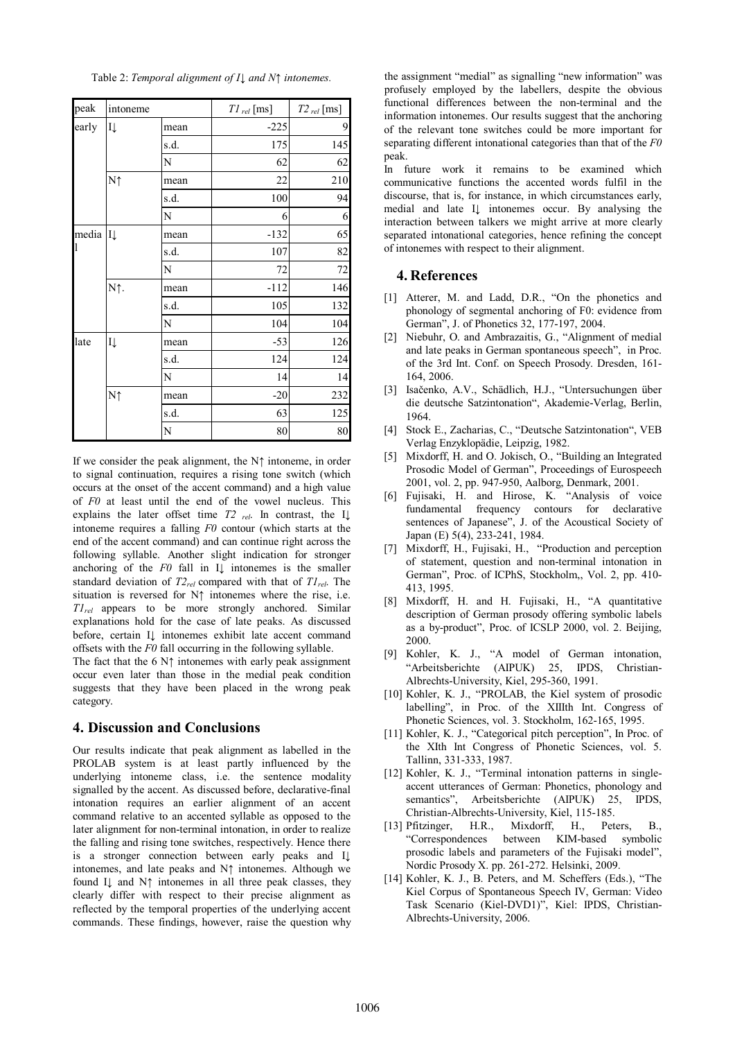Table 2: *Temporal alignment of I↓ and N↑ intonemes.*

| peak | intoneme | | $T1_{rel}$ [ms] | $T2_{rel}$ [ms] |
|---|---|---|---|---|
| early | I↓ | mean | -225 | 9 |
| | | s.d. | 175 | 145 |
| | | N | 62 | 62 |
| | N↑ | mean | 22 | 210 |
| | | s.d. | 100 | 94 |
| | | N | 6 | 6 |
| medial | I↓ | mean | -132 | 65 |
| | | s.d. | 107 | 82 |
| | | N | 72 | 72 |
| | N↑. | mean | -112 | 146 |
| | | s.d. | 105 | 132 |
| | | N | 104 | 104 |
| late | I↓ | mean | -53 | 126 |
| | | s.d. | 124 | 124 |
| | | N | 14 | 14 |
| | N↑ | mean | -20 | 232 |
| | | s.d. | 63 | 125 |
| | | N | 80 | 80 |

If we consider the peak alignment, the N↑ intoneme, in order to signal continuation, requires a rising tone switch (which occurs at the onset of the accent command) and a high value of *F0* at least until the end of the vowel nucleus. This explains the later offset time $T2_{rel}$. In contrast, the I↓ intoneme requires a falling *F0* contour (which starts at the end of the accent command) and can continue right across the following syllable. Another slight indication for stronger anchoring of the *F0* fall in I↓ intonemes is the smaller standard deviation of $T2_{rel}$ compared with that of $T1_{rel}$. The situation is reversed for N↑ intonemes where the rise, i.e. $T1_{rel}$ appears to be more strongly anchored. Similar explanations hold for the case of late peaks. As discussed before, certain I↓ intonemes exhibit late accent command offsets with the *F0* fall occurring in the following syllable.

The fact that the 6 N↑ intonemes with early peak assignment occur even later than those in the medial peak condition suggests that they have been placed in the wrong peak category.

## 4. Discussion and Conclusions

Our results indicate that peak alignment as labelled in the PROLAB system is at least partly influenced by the underlying intoneme class, i.e. the sentence modality signalled by the accent. As discussed before, declarative-final intonation requires an earlier alignment of an accent command relative to an accented syllable as opposed to the later alignment for non-terminal intonation, in order to realize the falling and rising tone switches, respectively. Hence there is a stronger connection between early peaks and I↓ intonemes, and late peaks and N↑ intonemes. Although we found I↓ and N↑ intonemes in all three peak classes, they clearly differ with respect to their precise alignment as reflected by the temporal properties of the underlying accent commands. These findings, however, raise the question why the assignment "medial" as signalling "new information" was profusely employed by the labellers, despite the obvious functional differences between the non-terminal and the information intonemes. Our results suggest that the anchoring of the relevant tone switches could be more important for separating different intonational categories than that of the *F0* peak.

In future work it remains to be examined which communicative functions the accented words fulfil in the discourse, that is, for instance, in which circumstances early, medial and late I↓ intonemes occur. By analysing the interaction between talkers we might arrive at more clearly separated intonational categories, hence refining the concept of intonemes with respect to their alignment.

## 4. References

[1] Atterer, M. and Ladd, D.R., "On the phonetics and phonology of segmental anchoring of F0: evidence from German", J. of Phonetics 32, 177-197, 2004.

[2] Niebuhr, O. and Ambrazaitis, G., "Alignment of medial and late peaks in German spontaneous speech", in Proc. of the 3rd Int. Conf. on Speech Prosody. Dresden, 161-164, 2006.

[3] Isačenko, A.V., Schädlich, H.J., "Untersuchungen über die deutsche Satzintonation", Akademie-Verlag, Berlin, 1964.

[4] Stock E., Zacharias, C., "Deutsche Satzintonation", VEB Verlag Enzyklopädie, Leipzig, 1982.

[5] Mixdorff, H. and O. Jokisch, O., "Building an Integrated Prosodic Model of German", Proceedings of Eurospeech 2001, vol. 2, pp. 947-950, Aalborg, Denmark, 2001.

[6] Fujisaki, H. and Hirose, K. "Analysis of voice fundamental frequency contours for declarative sentences of Japanese", J. of the Acoustical Society of Japan (E) 5(4), 233-241, 1984.

[7] Mixdorff, H., Fujisaki, H., "Production and perception of statement, question and non-terminal intonation in German", Proc. of ICPhS, Stockholm,, Vol. 2, pp. 410-413, 1995.

[8] Mixdorff, H. and H. Fujisaki, H., "A quantitative description of German prosody offering symbolic labels as a by-product", Proc. of ICSLP 2000, vol. 2. Beijing, 2000.

[9] Kohler, K. J., "A model of German intonation, "Arbeitsberichte (AIPUK) 25, IPDS, Christian-Albrechts-University, Kiel, 295-360, 1991.

[10] Kohler, K. J., "PROLAB, the Kiel system of prosodic labelling", in Proc. of the XIIIth Int. Congress of Phonetic Sciences, vol. 3. Stockholm, 162-165, 1995.

[11] Kohler, K. J., "Categorical pitch perception", In Proc. of the XIth Int Congress of Phonetic Sciences, vol. 5. Tallinn, 331-333, 1987.

[12] Kohler, K. J., "Terminal intonation patterns in single-accent utterances of German: Phonetics, phonology and semantics", Arbeitsberichte (AIPUK) 25, IPDS, Christian-Albrechts-University, Kiel, 115-185.

[13] Pfitzinger, H.R., Mixdorff, H., Peters, B., "Correspondences between KIM-based symbolic prosodic labels and parameters of the Fujisaki model", Nordic Prosody X. pp. 261-272. Helsinki, 2009.

[14] Kohler, K. J., B. Peters, and M. Scheffers (Eds.), "The Kiel Corpus of Spontaneous Speech IV, German: Video Task Scenario (Kiel-DVD1)", Kiel: IPDS, Christian-Albrechts-University, 2006.